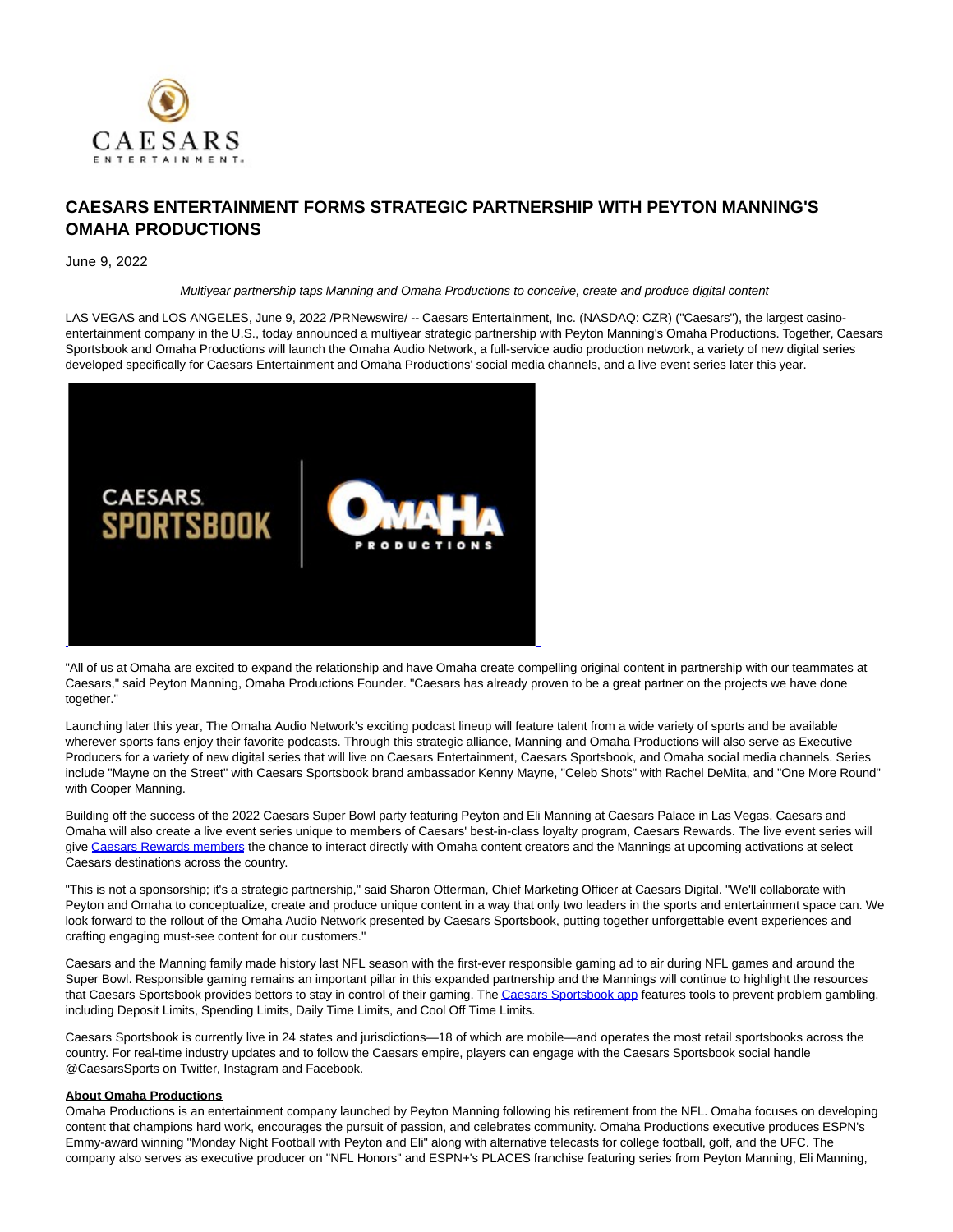# CAESARS ENTERTAINMENT FORMS STRATEGIC PARTNERSHIP WITH PEYTON MANNING'S OMAHA PRODUCTIONS

June 9, 2022

*Multiyear partnership taps Manning and Omaha Productions to conceive, create and produce digital content*

LAS VEGAS and LOS ANGELES, June 9, 2022 /PRNewswire/ -- Caesars Entertainment, Inc. (NASDAQ: CZR) ("Caesars"), the largest casino-entertainment company in the U.S., today announced a multiyear strategic partnership with Peyton Manning's Omaha Productions. Together, Caesars Sportsbook and Omaha Productions will launch the Omaha Audio Network, a full-service audio production network, a variety of new digital series developed specifically for Caesars Entertainment and Omaha Productions' social media channels, and a live event series later this year.

"All of us at Omaha are excited to expand the relationship and have Omaha create compelling original content in partnership with our teammates at Caesars," said Peyton Manning, Omaha Productions Founder. "Caesars has already proven to be a great partner on the projects we have done together."

Launching later this year, The Omaha Audio Network's exciting podcast lineup will feature talent from a wide variety of sports and be available wherever sports fans enjoy their favorite podcasts. Through this strategic alliance, Manning and Omaha Productions will also serve as Executive Producers for a variety of new digital series that will live on Caesars Entertainment, Caesars Sportsbook, and Omaha social media channels. Series include "Mayne on the Street" with Caesars Sportsbook brand ambassador Kenny Mayne, "Celeb Shots" with Rachel DeMita, and "One More Round" with Cooper Manning.

Building off the success of the 2022 Caesars Super Bowl party featuring Peyton and Eli Manning at Caesars Palace in Las Vegas, Caesars and Omaha will also create a live event series unique to members of Caesars' best-in-class loyalty program, Caesars Rewards. The live event series will give Caesars Rewards members the chance to interact directly with Omaha content creators and the Mannings at upcoming activations at select Caesars destinations across the country.

"This is not a sponsorship; it's a strategic partnership," said Sharon Otterman, Chief Marketing Officer at Caesars Digital. "We'll collaborate with Peyton and Omaha to conceptualize, create and produce unique content in a way that only two leaders in the sports and entertainment space can. We look forward to the rollout of the Omaha Audio Network presented by Caesars Sportsbook, putting together unforgettable event experiences and crafting engaging must-see content for our customers."

Caesars and the Manning family made history last NFL season with the first-ever responsible gaming ad to air during NFL games and around the Super Bowl. Responsible gaming remains an important pillar in this expanded partnership and the Mannings will continue to highlight the resources that Caesars Sportsbook provides bettors to stay in control of their gaming. The Caesars Sportsbook app features tools to prevent problem gambling, including Deposit Limits, Spending Limits, Daily Time Limits, and Cool Off Time Limits.

Caesars Sportsbook is currently live in 24 states and jurisdictions—18 of which are mobile—and operates the most retail sportsbooks across the country. For real-time industry updates and to follow the Caesars empire, players can engage with the Caesars Sportsbook social handle @CaesarsSports on Twitter, Instagram and Facebook.

**About Omaha Productions**

Omaha Productions is an entertainment company launched by Peyton Manning following his retirement from the NFL. Omaha focuses on developing content that champions hard work, encourages the pursuit of passion, and celebrates community. Omaha Productions executive produces ESPN's Emmy-award winning "Monday Night Football with Peyton and Eli" along with alternative telecasts for college football, golf, and the UFC. The company also serves as executive producer on "NFL Honors" and ESPN+'s PLACES franchise featuring series from Peyton Manning, Eli Manning,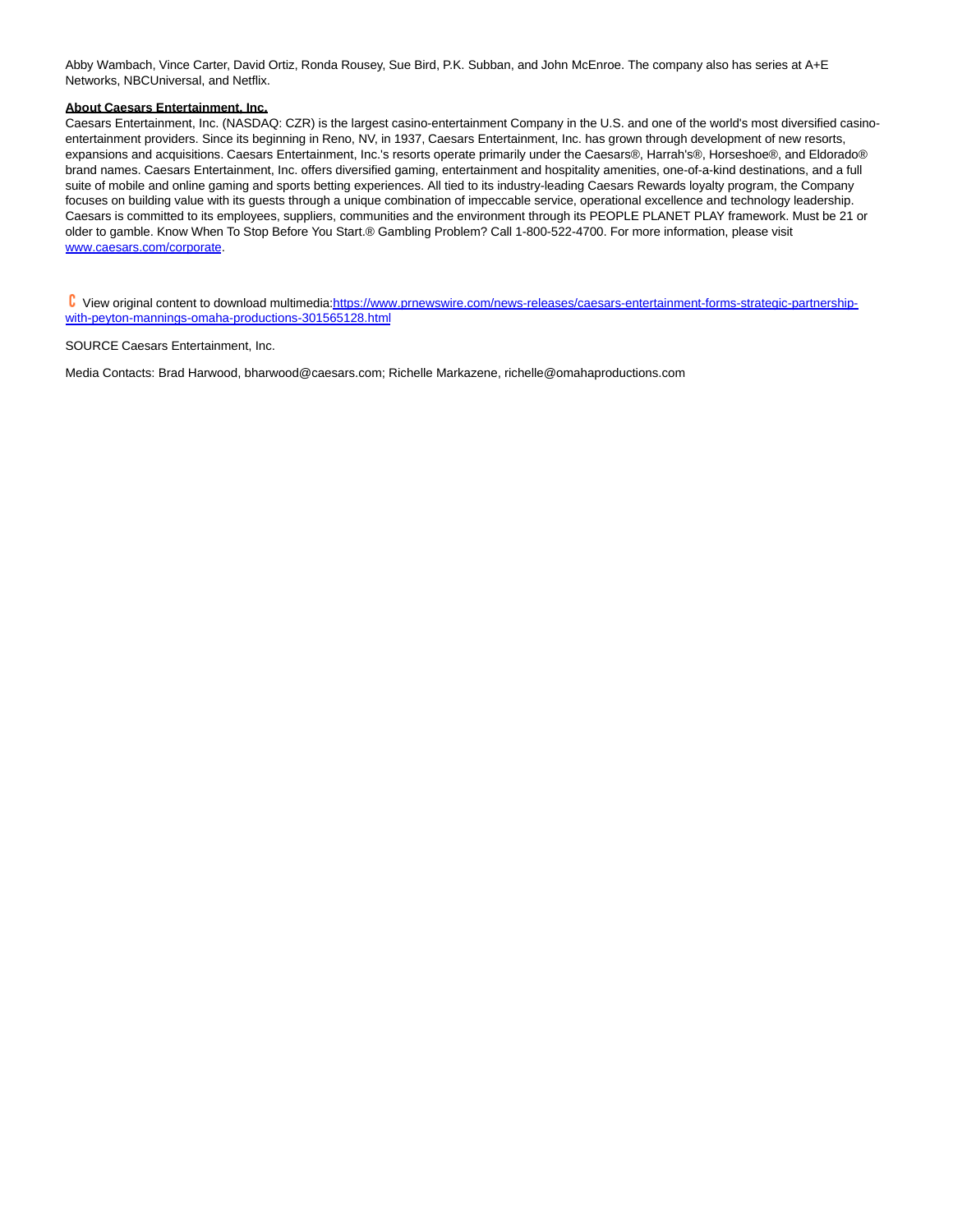Abby Wambach, Vince Carter, David Ortiz, Ronda Rousey, Sue Bird, P.K. Subban, and John McEnroe. The company also has series at A+E Networks, NBCUniversal, and Netflix.

**About Caesars Entertainment, Inc.**

Caesars Entertainment, Inc. (NASDAQ: CZR) is the largest casino-entertainment Company in the U.S. and one of the world's most diversified casino-entertainment providers. Since its beginning in Reno, NV, in 1937, Caesars Entertainment, Inc. has grown through development of new resorts, expansions and acquisitions. Caesars Entertainment, Inc.'s resorts operate primarily under the Caesars®, Harrah's®, Horseshoe®, and Eldorado® brand names. Caesars Entertainment, Inc. offers diversified gaming, entertainment and hospitality amenities, one-of-a-kind destinations, and a full suite of mobile and online gaming and sports betting experiences. All tied to its industry-leading Caesars Rewards loyalty program, the Company focuses on building value with its guests through a unique combination of impeccable service, operational excellence and technology leadership. Caesars is committed to its employees, suppliers, communities and the environment through its PEOPLE PLANET PLAY framework. Must be 21 or older to gamble. Know When To Stop Before You Start.® Gambling Problem? Call 1-800-522-4700. For more information, please visit www.caesars.com/corporate.

View original content to download multimedia:https://www.prnewswire.com/news-releases/caesars-entertainment-forms-strategic-partnership-with-peyton-mannings-omaha-productions-301565128.html

SOURCE Caesars Entertainment, Inc.

Media Contacts: Brad Harwood, bharwood@caesars.com; Richelle Markazene, richelle@omahaproductions.com